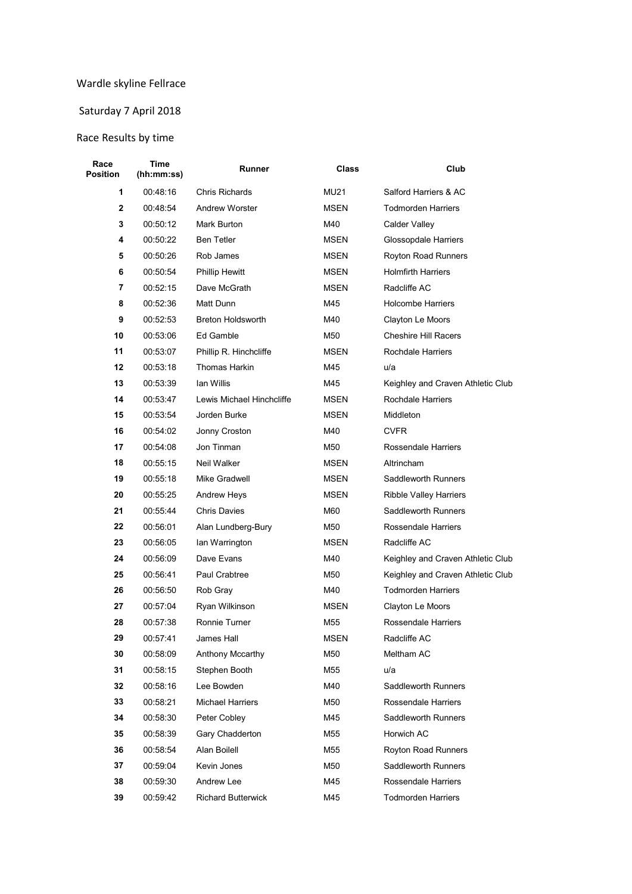Wardle skyline Fellrace

Saturday 7 April 2018

Race Results by time

| Race Position | Time (hh:mm:ss) | Runner | Class | Club |
|---|---|---|---|---|
| 1 | 00:48:16 | Chris Richards | MU21 | Salford Harriers & AC |
| 2 | 00:48:54 | Andrew Worster | MSEN | Todmorden Harriers |
| 3 | 00:50:12 | Mark Burton | M40 | Calder Valley |
| 4 | 00:50:22 | Ben Tetler | MSEN | Glossopdale Harriers |
| 5 | 00:50:26 | Rob James | MSEN | Royton Road Runners |
| 6 | 00:50:54 | Phillip Hewitt | MSEN | Holmfirth Harriers |
| 7 | 00:52:15 | Dave McGrath | MSEN | Radcliffe AC |
| 8 | 00:52:36 | Matt Dunn | M45 | Holcombe Harriers |
| 9 | 00:52:53 | Breton Holdsworth | M40 | Clayton Le Moors |
| 10 | 00:53:06 | Ed Gamble | M50 | Cheshire Hill Racers |
| 11 | 00:53:07 | Phillip R. Hinchcliffe | MSEN | Rochdale Harriers |
| 12 | 00:53:18 | Thomas Harkin | M45 | u/a |
| 13 | 00:53:39 | Ian Willis | M45 | Keighley and Craven Athletic Club |
| 14 | 00:53:47 | Lewis Michael Hinchcliffe | MSEN | Rochdale Harriers |
| 15 | 00:53:54 | Jorden Burke | MSEN | Middleton |
| 16 | 00:54:02 | Jonny Croston | M40 | CVFR |
| 17 | 00:54:08 | Jon Tinman | M50 | Rossendale Harriers |
| 18 | 00:55:15 | Neil Walker | MSEN | Altrincham |
| 19 | 00:55:18 | Mike Gradwell | MSEN | Saddleworth Runners |
| 20 | 00:55:25 | Andrew Heys | MSEN | Ribble Valley Harriers |
| 21 | 00:55:44 | Chris Davies | M60 | Saddleworth Runners |
| 22 | 00:56:01 | Alan Lundberg-Bury | M50 | Rossendale Harriers |
| 23 | 00:56:05 | Ian Warrington | MSEN | Radcliffe AC |
| 24 | 00:56:09 | Dave Evans | M40 | Keighley and Craven Athletic Club |
| 25 | 00:56:41 | Paul Crabtree | M50 | Keighley and Craven Athletic Club |
| 26 | 00:56:50 | Rob Gray | M40 | Todmorden Harriers |
| 27 | 00:57:04 | Ryan Wilkinson | MSEN | Clayton Le Moors |
| 28 | 00:57:38 | Ronnie Turner | M55 | Rossendale Harriers |
| 29 | 00:57:41 | James Hall | MSEN | Radcliffe AC |
| 30 | 00:58:09 | Anthony Mccarthy | M50 | Meltham AC |
| 31 | 00:58:15 | Stephen Booth | M55 | u/a |
| 32 | 00:58:16 | Lee Bowden | M40 | Saddleworth Runners |
| 33 | 00:58:21 | Michael Harriers | M50 | Rossendale Harriers |
| 34 | 00:58:30 | Peter Cobley | M45 | Saddleworth Runners |
| 35 | 00:58:39 | Gary Chadderton | M55 | Horwich AC |
| 36 | 00:58:54 | Alan Boilell | M55 | Royton Road Runners |
| 37 | 00:59:04 | Kevin Jones | M50 | Saddleworth Runners |
| 38 | 00:59:30 | Andrew Lee | M45 | Rossendale Harriers |
| 39 | 00:59:42 | Richard Butterwick | M45 | Todmorden Harriers |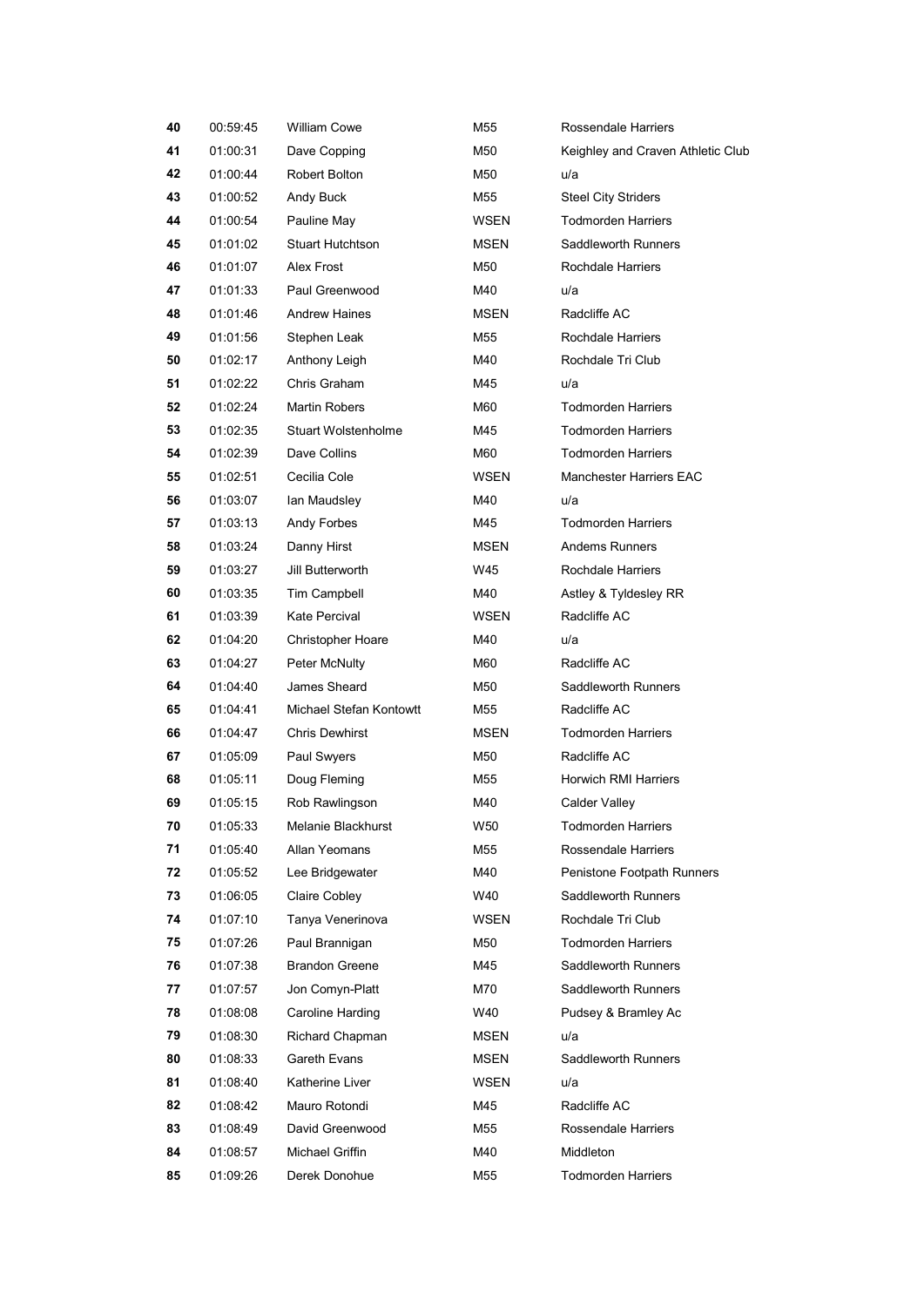| | | | | |
|---|---|---|---|---|
| **40** | 00:59:45 | William Cowe | M55 | Rossendale Harriers |
| **41** | 01:00:31 | Dave Copping | M50 | Keighley and Craven Athletic Club |
| **42** | 01:00:44 | Robert Bolton | M50 | u/a |
| **43** | 01:00:52 | Andy Buck | M55 | Steel City Striders |
| **44** | 01:00:54 | Pauline May | WSEN | Todmorden Harriers |
| **45** | 01:01:02 | Stuart Hutchtson | MSEN | Saddleworth Runners |
| **46** | 01:01:07 | Alex Frost | M50 | Rochdale Harriers |
| **47** | 01:01:33 | Paul Greenwood | M40 | u/a |
| **48** | 01:01:46 | Andrew Haines | MSEN | Radcliffe AC |
| **49** | 01:01:56 | Stephen Leak | M55 | Rochdale Harriers |
| **50** | 01:02:17 | Anthony Leigh | M40 | Rochdale Tri Club |
| **51** | 01:02:22 | Chris Graham | M45 | u/a |
| **52** | 01:02:24 | Martin Robers | M60 | Todmorden Harriers |
| **53** | 01:02:35 | Stuart Wolstenholme | M45 | Todmorden Harriers |
| **54** | 01:02:39 | Dave Collins | M60 | Todmorden Harriers |
| **55** | 01:02:51 | Cecilia Cole | WSEN | Manchester Harriers EAC |
| **56** | 01:03:07 | Ian Maudsley | M40 | u/a |
| **57** | 01:03:13 | Andy Forbes | M45 | Todmorden Harriers |
| **58** | 01:03:24 | Danny Hirst | MSEN | Andems Runners |
| **59** | 01:03:27 | Jill Butterworth | W45 | Rochdale Harriers |
| **60** | 01:03:35 | Tim Campbell | M40 | Astley & Tyldesley RR |
| **61** | 01:03:39 | Kate Percival | WSEN | Radcliffe AC |
| **62** | 01:04:20 | Christopher Hoare | M40 | u/a |
| **63** | 01:04:27 | Peter McNulty | M60 | Radcliffe AC |
| **64** | 01:04:40 | James Sheard | M50 | Saddleworth Runners |
| **65** | 01:04:41 | Michael Stefan Kontowtt | M55 | Radcliffe AC |
| **66** | 01:04:47 | Chris Dewhirst | MSEN | Todmorden Harriers |
| **67** | 01:05:09 | Paul Swyers | M50 | Radcliffe AC |
| **68** | 01:05:11 | Doug Fleming | M55 | Horwich RMI Harriers |
| **69** | 01:05:15 | Rob Rawlingson | M40 | Calder Valley |
| **70** | 01:05:33 | Melanie Blackhurst | W50 | Todmorden Harriers |
| **71** | 01:05:40 | Allan Yeomans | M55 | Rossendale Harriers |
| **72** | 01:05:52 | Lee Bridgewater | M40 | Penistone Footpath Runners |
| **73** | 01:06:05 | Claire Cobley | W40 | Saddleworth Runners |
| **74** | 01:07:10 | Tanya Venerinova | WSEN | Rochdale Tri Club |
| **75** | 01:07:26 | Paul Brannigan | M50 | Todmorden Harriers |
| **76** | 01:07:38 | Brandon Greene | M45 | Saddleworth Runners |
| **77** | 01:07:57 | Jon Comyn-Platt | M70 | Saddleworth Runners |
| **78** | 01:08:08 | Caroline Harding | W40 | Pudsey & Bramley Ac |
| **79** | 01:08:30 | Richard Chapman | MSEN | u/a |
| **80** | 01:08:33 | Gareth Evans | MSEN | Saddleworth Runners |
| **81** | 01:08:40 | Katherine Liver | WSEN | u/a |
| **82** | 01:08:42 | Mauro Rotondi | M45 | Radcliffe AC |
| **83** | 01:08:49 | David Greenwood | M55 | Rossendale Harriers |
| **84** | 01:08:57 | Michael Griffin | M40 | Middleton |
| **85** | 01:09:26 | Derek Donohue | M55 | Todmorden Harriers |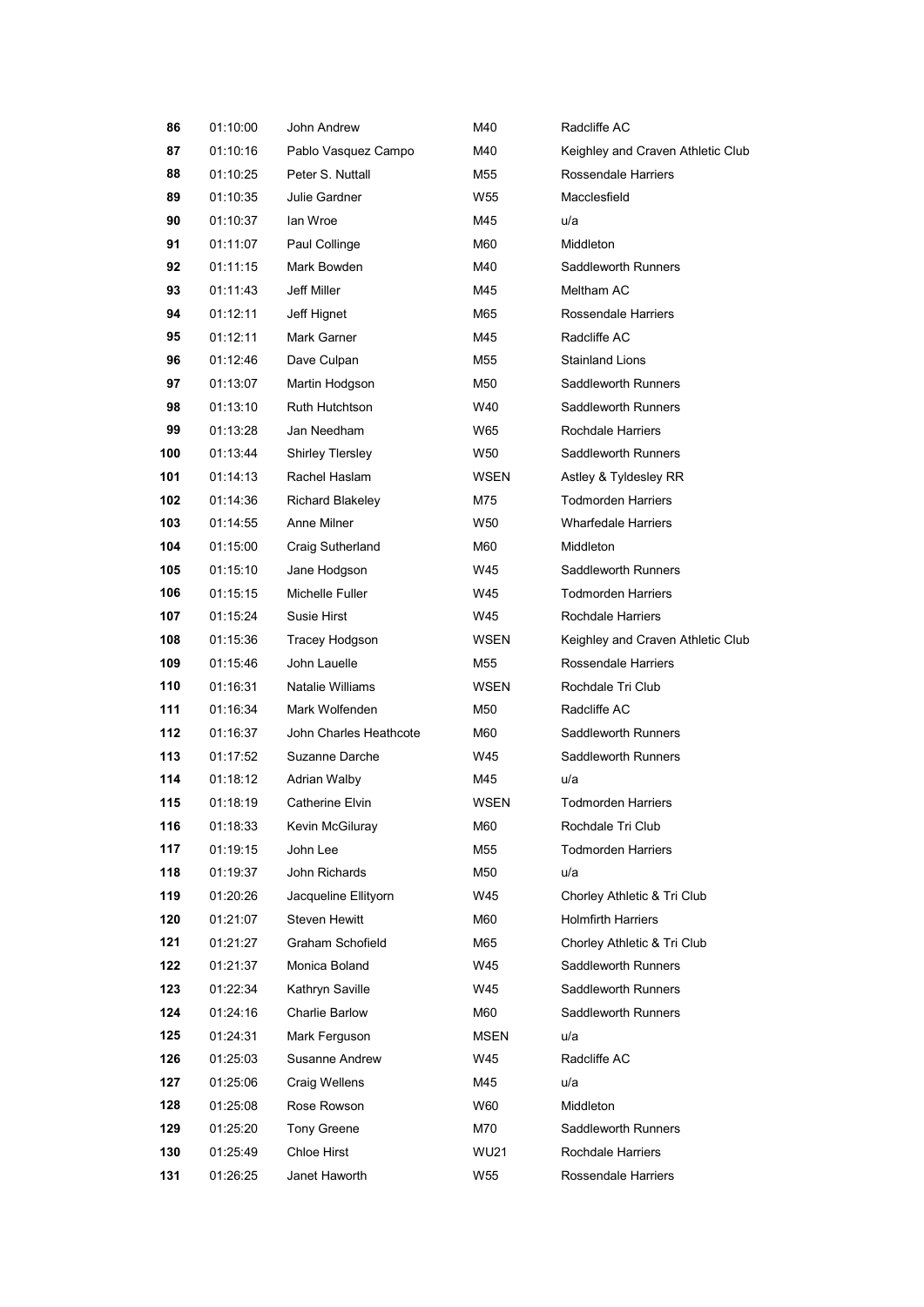| 86 | 01:10:00 | John Andrew | M40 | Radcliffe AC |
|---|---|---|---|---|
| 87 | 01:10:16 | Pablo Vasquez Campo | M40 | Keighley and Craven Athletic Club |
| 88 | 01:10:25 | Peter S. Nuttall | M55 | Rossendale Harriers |
| 89 | 01:10:35 | Julie Gardner | W55 | Macclesfield |
| 90 | 01:10:37 | Ian Wroe | M45 | u/a |
| 91 | 01:11:07 | Paul Collinge | M60 | Middleton |
| 92 | 01:11:15 | Mark Bowden | M40 | Saddleworth Runners |
| 93 | 01:11:43 | Jeff Miller | M45 | Meltham AC |
| 94 | 01:12:11 | Jeff Hignet | M65 | Rossendale Harriers |
| 95 | 01:12:11 | Mark Garner | M45 | Radcliffe AC |
| 96 | 01:12:46 | Dave Culpan | M55 | Stainland Lions |
| 97 | 01:13:07 | Martin Hodgson | M50 | Saddleworth Runners |
| 98 | 01:13:10 | Ruth Hutchtson | W40 | Saddleworth Runners |
| 99 | 01:13:28 | Jan Needham | W65 | Rochdale Harriers |
| 100 | 01:13:44 | Shirley Tlersley | W50 | Saddleworth Runners |
| 101 | 01:14:13 | Rachel Haslam | WSEN | Astley & Tyldesley RR |
| 102 | 01:14:36 | Richard Blakeley | M75 | Todmorden Harriers |
| 103 | 01:14:55 | Anne Milner | W50 | Wharfedale Harriers |
| 104 | 01:15:00 | Craig Sutherland | M60 | Middleton |
| 105 | 01:15:10 | Jane Hodgson | W45 | Saddleworth Runners |
| 106 | 01:15:15 | Michelle Fuller | W45 | Todmorden Harriers |
| 107 | 01:15:24 | Susie Hirst | W45 | Rochdale Harriers |
| 108 | 01:15:36 | Tracey Hodgson | WSEN | Keighley and Craven Athletic Club |
| 109 | 01:15:46 | John Lauelle | M55 | Rossendale Harriers |
| 110 | 01:16:31 | Natalie Williams | WSEN | Rochdale Tri Club |
| 111 | 01:16:34 | Mark Wolfenden | M50 | Radcliffe AC |
| 112 | 01:16:37 | John Charles Heathcote | M60 | Saddleworth Runners |
| 113 | 01:17:52 | Suzanne Darche | W45 | Saddleworth Runners |
| 114 | 01:18:12 | Adrian Walby | M45 | u/a |
| 115 | 01:18:19 | Catherine Elvin | WSEN | Todmorden Harriers |
| 116 | 01:18:33 | Kevin McGiluray | M60 | Rochdale Tri Club |
| 117 | 01:19:15 | John Lee | M55 | Todmorden Harriers |
| 118 | 01:19:37 | John Richards | M50 | u/a |
| 119 | 01:20:26 | Jacqueline Ellityorn | W45 | Chorley Athletic & Tri Club |
| 120 | 01:21:07 | Steven Hewitt | M60 | Holmfirth Harriers |
| 121 | 01:21:27 | Graham Schofield | M65 | Chorley Athletic & Tri Club |
| 122 | 01:21:37 | Monica Boland | W45 | Saddleworth Runners |
| 123 | 01:22:34 | Kathryn Saville | W45 | Saddleworth Runners |
| 124 | 01:24:16 | Charlie Barlow | M60 | Saddleworth Runners |
| 125 | 01:24:31 | Mark Ferguson | MSEN | u/a |
| 126 | 01:25:03 | Susanne Andrew | W45 | Radcliffe AC |
| 127 | 01:25:06 | Craig Wellens | M45 | u/a |
| 128 | 01:25:08 | Rose Rowson | W60 | Middleton |
| 129 | 01:25:20 | Tony Greene | M70 | Saddleworth Runners |
| 130 | 01:25:49 | Chloe Hirst | WU21 | Rochdale Harriers |
| 131 | 01:26:25 | Janet Haworth | W55 | Rossendale Harriers |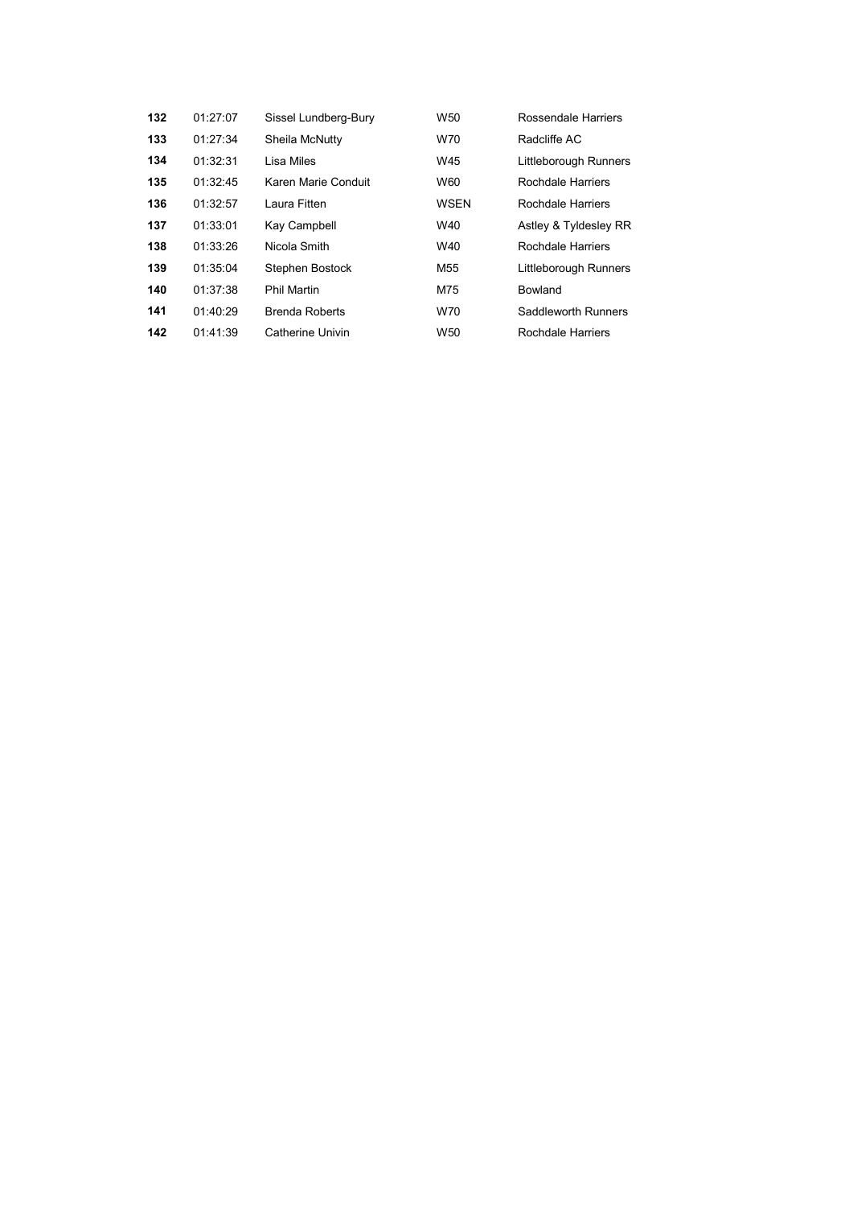| 132 | 01:27:07 | Sissel Lundberg-Bury | W50 | Rossendale Harriers |
|---|---|---|---|---|
| 133 | 01:27:34 | Sheila McNutty | W70 | Radcliffe AC |
| 134 | 01:32:31 | Lisa Miles | W45 | Littleborough Runners |
| 135 | 01:32:45 | Karen Marie Conduit | W60 | Rochdale Harriers |
| 136 | 01:32:57 | Laura Fitten | WSEN | Rochdale Harriers |
| 137 | 01:33:01 | Kay Campbell | W40 | Astley & Tyldesley RR |
| 138 | 01:33:26 | Nicola Smith | W40 | Rochdale Harriers |
| 139 | 01:35:04 | Stephen Bostock | M55 | Littleborough Runners |
| 140 | 01:37:38 | Phil Martin | M75 | Bowland |
| 141 | 01:40:29 | Brenda Roberts | W70 | Saddleworth Runners |
| 142 | 01:41:39 | Catherine Univin | W50 | Rochdale Harriers |